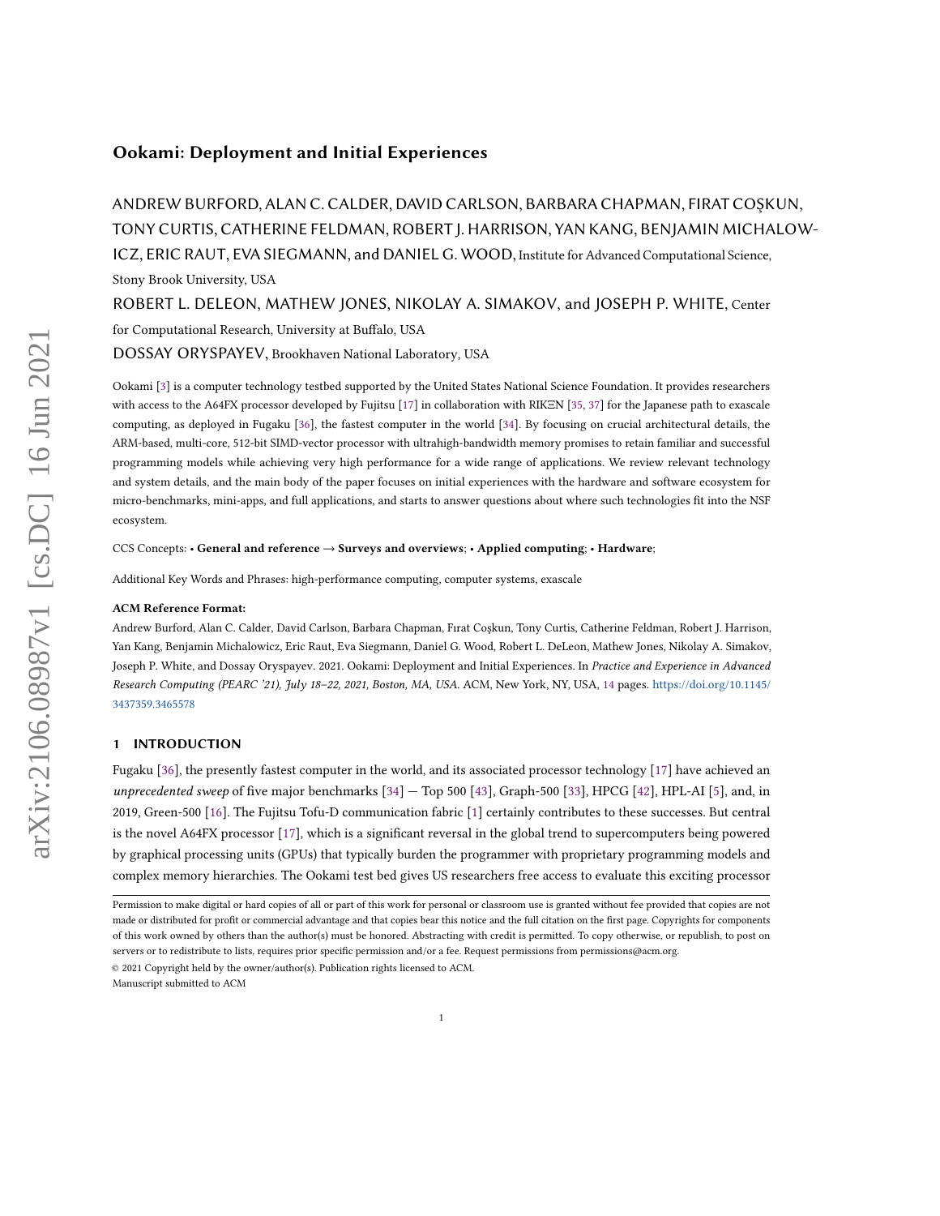# Ookami: Deployment and Initial Experiences

ANDREW BURFORD, ALAN C. CALDER, DAVID CARLSON, BARBARA CHAPMAN, FIRAT COŞKUN, TONY CURTIS, CATHERINE FELDMAN, ROBERT J. HARRISON, YAN KANG, BENJAMIN MICHALOWICZ, ERIC RAUT, EVA SIEGMANN, and DANIEL G. WOOD, Institute for Advanced Computational Science, Stony Brook University, USA

ROBERT L. DELEON, MATHEW JONES, NIKOLAY A. SIMAKOV, and JOSEPH P. WHITE, Center for Computational Research, University at Buffalo, USA

DOSSAY ORYSPAYEV, Brookhaven National Laboratory, USA

Ookami [3] is a computer technology testbed supported by the United States National Science Foundation. It provides researchers with access to the A64FX processor developed by Fujitsu [17] in collaboration with RIKΞN [35, 37] for the Japanese path to exascale computing, as deployed in Fugaku [36], the fastest computer in the world [34]. By focusing on crucial architectural details, the ARM-based, multi-core, 512-bit SIMD-vector processor with ultrahigh-bandwidth memory promises to retain familiar and successful programming models while achieving very high performance for a wide range of applications. We review relevant technology and system details, and the main body of the paper focuses on initial experiences with the hardware and software ecosystem for micro-benchmarks, mini-apps, and full applications, and starts to answer questions about where such technologies fit into the NSF ecosystem.

CCS Concepts: • **General and reference → Surveys and overviews**; • **Applied computing**; • **Hardware**;

Additional Key Words and Phrases: high-performance computing, computer systems, exascale

**ACM Reference Format:**
Andrew Burford, Alan C. Calder, David Carlson, Barbara Chapman, Fırat Coşkun, Tony Curtis, Catherine Feldman, Robert J. Harrison, Yan Kang, Benjamin Michalowicz, Eric Raut, Eva Siegmann, Daniel G. Wood, Robert L. DeLeon, Mathew Jones, Nikolay A. Simakov, Joseph P. White, and Dossay Oryspayev. 2021. Ookami: Deployment and Initial Experiences. In *Practice and Experience in Advanced Research Computing (PEARC '21), July 18–22, 2021, Boston, MA, USA.* ACM, New York, NY, USA, 14 pages. https://doi.org/10.1145/3437359.3465578

## 1 INTRODUCTION

Fugaku [36], the presently fastest computer in the world, and its associated processor technology [17] have achieved an *unprecedented sweep* of five major benchmarks [34] — Top 500 [43], Graph-500 [33], HPCG [42], HPL-AI [5], and, in 2019, Green-500 [16]. The Fujitsu Tofu-D communication fabric [1] certainly contributes to these successes. But central is the novel A64FX processor [17], which is a significant reversal in the global trend to supercomputers being powered by graphical processing units (GPUs) that typically burden the programmer with proprietary programming models and complex memory hierarchies. The Ookami test bed gives US researchers free access to evaluate this exciting processor

Permission to make digital or hard copies of all or part of this work for personal or classroom use is granted without fee provided that copies are not made or distributed for profit or commercial advantage and that copies bear this notice and the full citation on the first page. Copyrights for components of this work owned by others than the author(s) must be honored. Abstracting with credit is permitted. To copy otherwise, or republish, to post on servers or to redistribute to lists, requires prior specific permission and/or a fee. Request permissions from permissions@acm.org.

© 2021 Copyright held by the owner/author(s). Publication rights licensed to ACM.
Manuscript submitted to ACM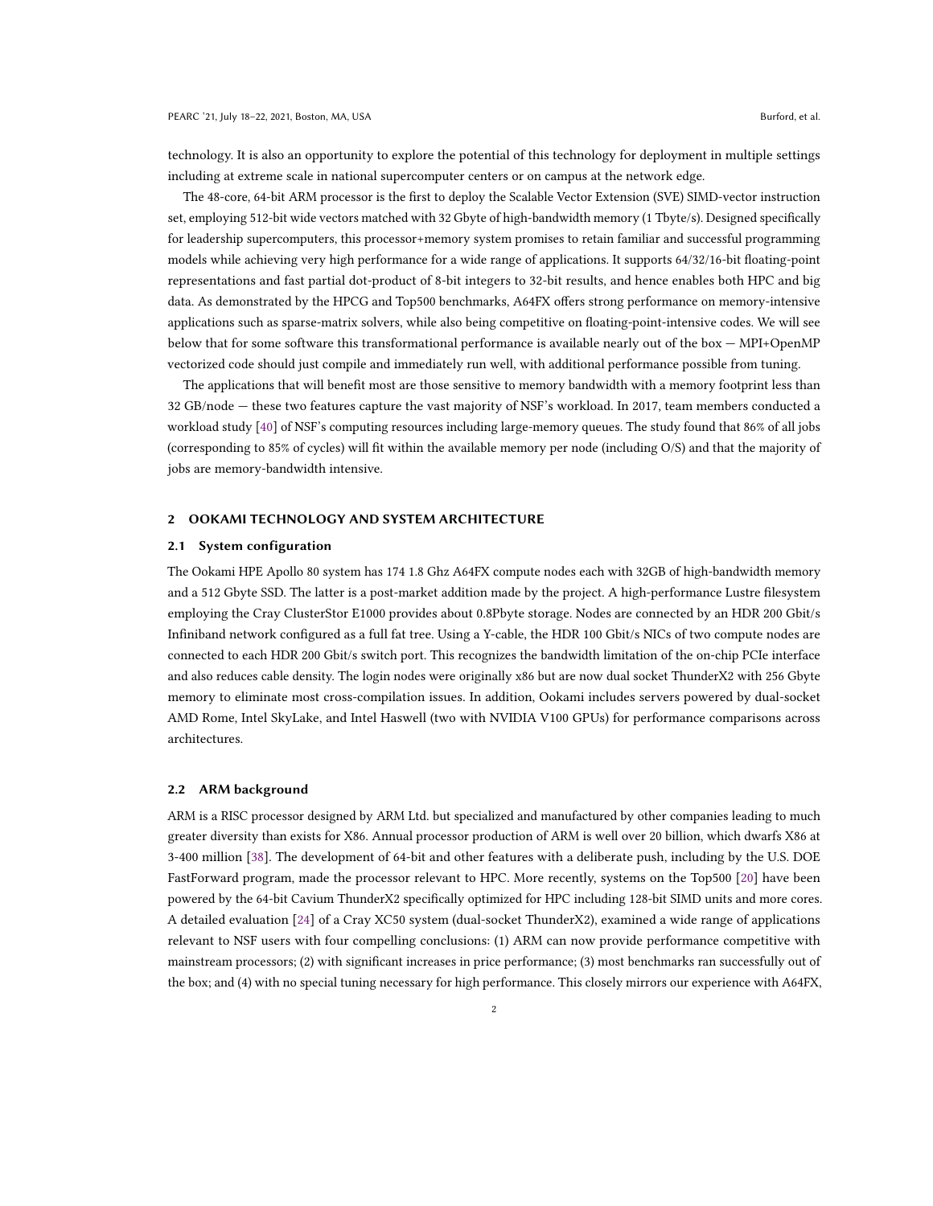technology. It is also an opportunity to explore the potential of this technology for deployment in multiple settings including at extreme scale in national supercomputer centers or on campus at the network edge.

The 48-core, 64-bit ARM processor is the first to deploy the Scalable Vector Extension (SVE) SIMD-vector instruction set, employing 512-bit wide vectors matched with 32 Gbyte of high-bandwidth memory (1 Tbyte/s). Designed specifically for leadership supercomputers, this processor+memory system promises to retain familiar and successful programming models while achieving very high performance for a wide range of applications. It supports 64/32/16-bit floating-point representations and fast partial dot-product of 8-bit integers to 32-bit results, and hence enables both HPC and big data. As demonstrated by the HPCG and Top500 benchmarks, A64FX offers strong performance on memory-intensive applications such as sparse-matrix solvers, while also being competitive on floating-point-intensive codes. We will see below that for some software this transformational performance is available nearly out of the box — MPI+OpenMP vectorized code should just compile and immediately run well, with additional performance possible from tuning.

The applications that will benefit most are those sensitive to memory bandwidth with a memory footprint less than 32 GB/node — these two features capture the vast majority of NSF's workload. In 2017, team members conducted a workload study [40] of NSF's computing resources including large-memory queues. The study found that 86% of all jobs (corresponding to 85% of cycles) will fit within the available memory per node (including O/S) and that the majority of jobs are memory-bandwidth intensive.

## 2 OOKAMI TECHNOLOGY AND SYSTEM ARCHITECTURE

### 2.1 System configuration

The Ookami HPE Apollo 80 system has 174 1.8 Ghz A64FX compute nodes each with 32GB of high-bandwidth memory and a 512 Gbyte SSD. The latter is a post-market addition made by the project. A high-performance Lustre filesystem employing the Cray ClusterStor E1000 provides about 0.8Pbyte storage. Nodes are connected by an HDR 200 Gbit/s Infiniband network configured as a full fat tree. Using a Y-cable, the HDR 100 Gbit/s NICs of two compute nodes are connected to each HDR 200 Gbit/s switch port. This recognizes the bandwidth limitation of the on-chip PCIe interface and also reduces cable density. The login nodes were originally x86 but are now dual socket ThunderX2 with 256 Gbyte memory to eliminate most cross-compilation issues. In addition, Ookami includes servers powered by dual-socket AMD Rome, Intel SkyLake, and Intel Haswell (two with NVIDIA V100 GPUs) for performance comparisons across architectures.

### 2.2 ARM background

ARM is a RISC processor designed by ARM Ltd. but specialized and manufactured by other companies leading to much greater diversity than exists for X86. Annual processor production of ARM is well over 20 billion, which dwarfs X86 at 3-400 million [38]. The development of 64-bit and other features with a deliberate push, including by the U.S. DOE FastForward program, made the processor relevant to HPC. More recently, systems on the Top500 [20] have been powered by the 64-bit Cavium ThunderX2 specifically optimized for HPC including 128-bit SIMD units and more cores. A detailed evaluation [24] of a Cray XC50 system (dual-socket ThunderX2), examined a wide range of applications relevant to NSF users with four compelling conclusions: (1) ARM can now provide performance competitive with mainstream processors; (2) with significant increases in price performance; (3) most benchmarks ran successfully out of the box; and (4) with no special tuning necessary for high performance. This closely mirrors our experience with A64FX,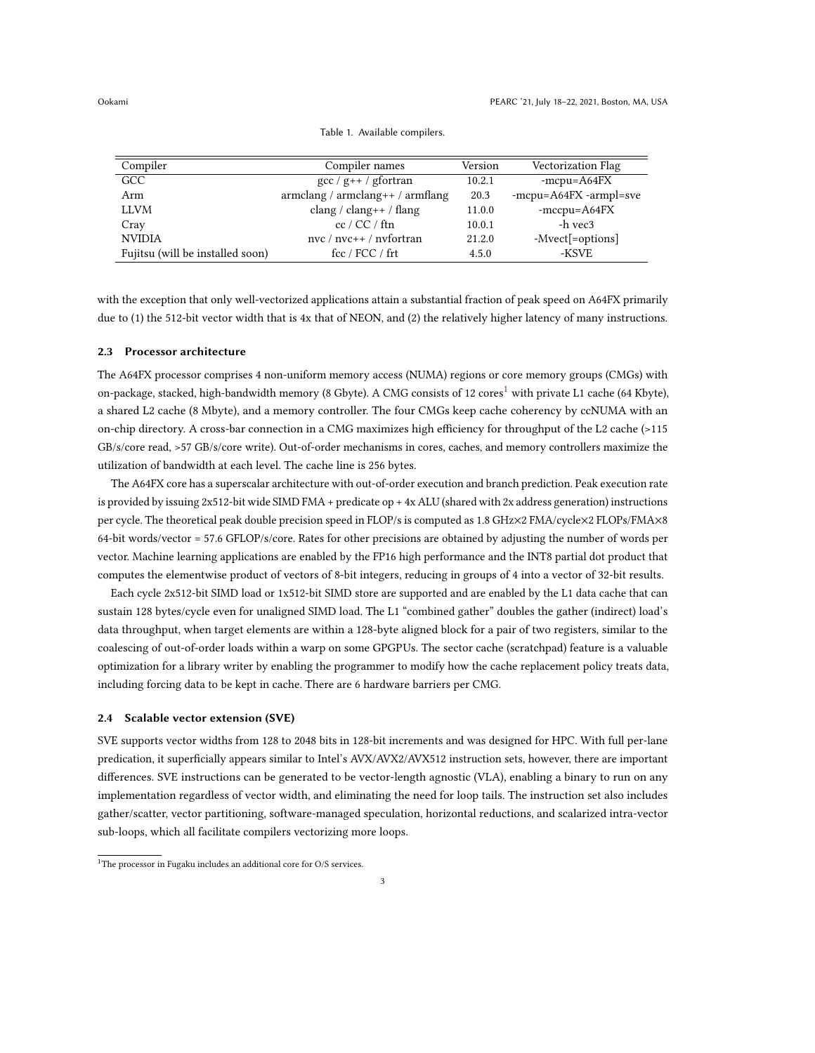Table 1. Available compilers.

| Compiler | Compiler names | Version | Vectorization Flag |
|---|---|---|---|
| GCC | gcc / g++ / gfortran | 10.2.1 | -mcpu=A64FX |
| Arm | armclang / armclang++ / armflang | 20.3 | -mcpu=A64FX -armpl=sve |
| LLVM | clang / clang++ / flang | 11.0.0 | -mccpu=A64FX |
| Cray | cc / CC / ftn | 10.0.1 | -h vec3 |
| NVIDIA | nvc / nvc++ / nvfortran | 21.2.0 | -Mvect[=options] |
| Fujitsu (will be installed soon) | fcc / FCC / frt | 4.5.0 | -KSVE |

with the exception that only well-vectorized applications attain a substantial fraction of peak speed on A64FX primarily due to (1) the 512-bit vector width that is 4x that of NEON, and (2) the relatively higher latency of many instructions.

### 2.3 Processor architecture

The A64FX processor comprises 4 non-uniform memory access (NUMA) regions or core memory groups (CMGs) with on-package, stacked, high-bandwidth memory (8 Gbyte). A CMG consists of 12 cores[1] with private L1 cache (64 Kbyte), a shared L2 cache (8 Mbyte), and a memory controller. The four CMGs keep cache coherency by ccNUMA with an on-chip directory. A cross-bar connection in a CMG maximizes high efficiency for throughput of the L2 cache (>115 GB/s/core read, >57 GB/s/core write). Out-of-order mechanisms in cores, caches, and memory controllers maximize the utilization of bandwidth at each level. The cache line is 256 bytes.

The A64FX core has a superscalar architecture with out-of-order execution and branch prediction. Peak execution rate is provided by issuing 2x512-bit wide SIMD FMA + predicate op + 4x ALU (shared with 2x address generation) instructions per cycle. The theoretical peak double precision speed in FLOP/s is computed as 1.8 GHz×2 FMA/cycle×2 FLOPs/FMA×8 64-bit words/vector = 57.6 GFLOP/s/core. Rates for other precisions are obtained by adjusting the number of words per vector. Machine learning applications are enabled by the FP16 high performance and the INT8 partial dot product that computes the elementwise product of vectors of 8-bit integers, reducing in groups of 4 into a vector of 32-bit results.

Each cycle 2x512-bit SIMD load or 1x512-bit SIMD store are supported and are enabled by the L1 data cache that can sustain 128 bytes/cycle even for unaligned SIMD load. The L1 "combined gather" doubles the gather (indirect) load's data throughput, when target elements are within a 128-byte aligned block for a pair of two registers, similar to the coalescing of out-of-order loads within a warp on some GPGPUs. The sector cache (scratchpad) feature is a valuable optimization for a library writer by enabling the programmer to modify how the cache replacement policy treats data, including forcing data to be kept in cache. There are 6 hardware barriers per CMG.

### 2.4 Scalable vector extension (SVE)

SVE supports vector widths from 128 to 2048 bits in 128-bit increments and was designed for HPC. With full per-lane predication, it superficially appears similar to Intel's AVX/AVX2/AVX512 instruction sets, however, there are important differences. SVE instructions can be generated to be vector-length agnostic (VLA), enabling a binary to run on any implementation regardless of vector width, and eliminating the need for loop tails. The instruction set also includes gather/scatter, vector partitioning, software-managed speculation, horizontal reductions, and scalarized intra-vector sub-loops, which all facilitate compilers vectorizing more loops.

[1] The processor in Fugaku includes an additional core for O/S services.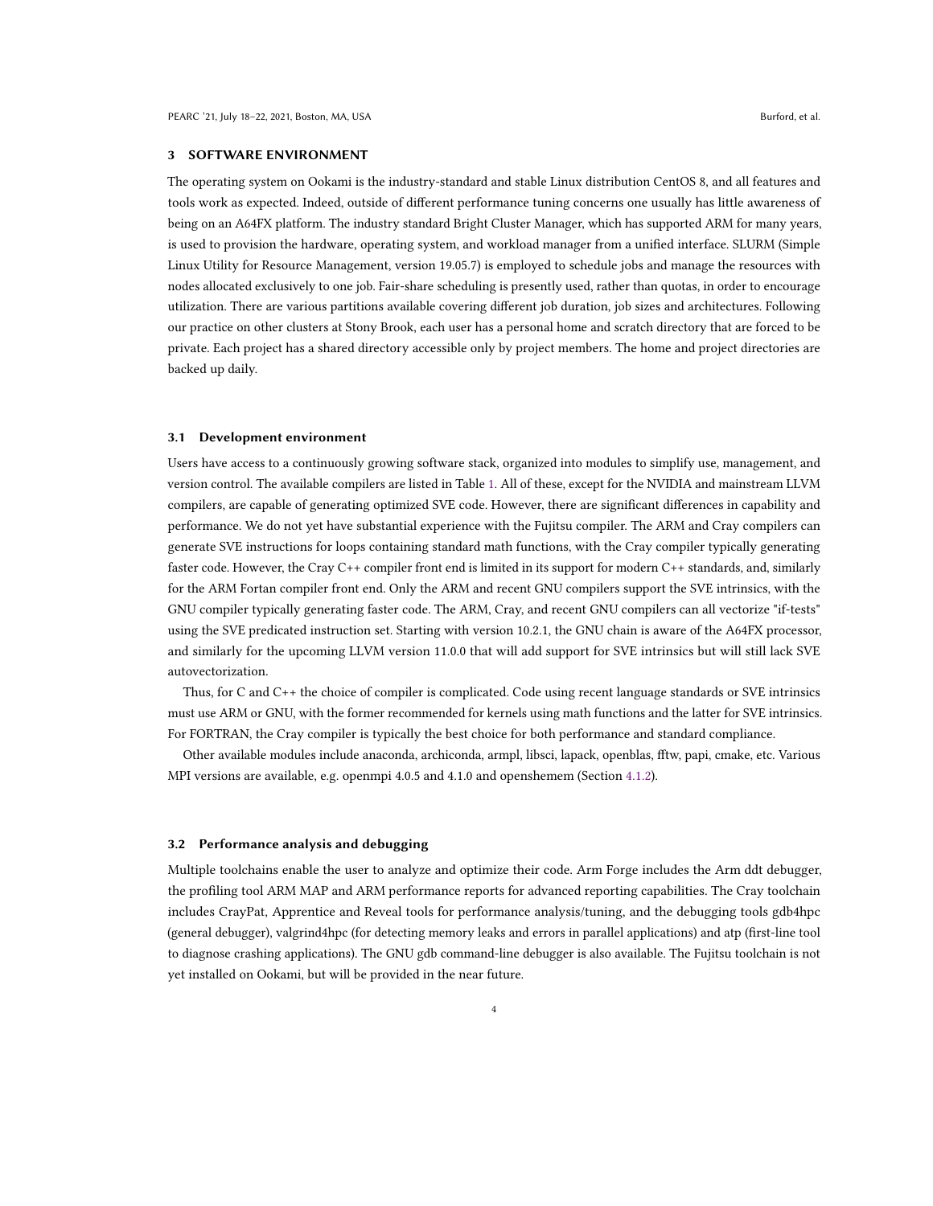## 3 SOFTWARE ENVIRONMENT

The operating system on Ookami is the industry-standard and stable Linux distribution CentOS 8, and all features and tools work as expected. Indeed, outside of different performance tuning concerns one usually has little awareness of being on an A64FX platform. The industry standard Bright Cluster Manager, which has supported ARM for many years, is used to provision the hardware, operating system, and workload manager from a unified interface. SLURM (Simple Linux Utility for Resource Management, version 19.05.7) is employed to schedule jobs and manage the resources with nodes allocated exclusively to one job. Fair-share scheduling is presently used, rather than quotas, in order to encourage utilization. There are various partitions available covering different job duration, job sizes and architectures. Following our practice on other clusters at Stony Brook, each user has a personal home and scratch directory that are forced to be private. Each project has a shared directory accessible only by project members. The home and project directories are backed up daily.

### 3.1 Development environment

Users have access to a continuously growing software stack, organized into modules to simplify use, management, and version control. The available compilers are listed in Table 1. All of these, except for the NVIDIA and mainstream LLVM compilers, are capable of generating optimized SVE code. However, there are significant differences in capability and performance. We do not yet have substantial experience with the Fujitsu compiler. The ARM and Cray compilers can generate SVE instructions for loops containing standard math functions, with the Cray compiler typically generating faster code. However, the Cray C++ compiler front end is limited in its support for modern C++ standards, and, similarly for the ARM Fortan compiler front end. Only the ARM and recent GNU compilers support the SVE intrinsics, with the GNU compiler typically generating faster code. The ARM, Cray, and recent GNU compilers can all vectorize "if-tests" using the SVE predicated instruction set. Starting with version 10.2.1, the GNU chain is aware of the A64FX processor, and similarly for the upcoming LLVM version 11.0.0 that will add support for SVE intrinsics but will still lack SVE autovectorization.

Thus, for C and C++ the choice of compiler is complicated. Code using recent language standards or SVE intrinsics must use ARM or GNU, with the former recommended for kernels using math functions and the latter for SVE intrinsics. For FORTRAN, the Cray compiler is typically the best choice for both performance and standard compliance.

Other available modules include anaconda, archiconda, armpl, libsci, lapack, openblas, fftw, papi, cmake, etc. Various MPI versions are available, e.g. openmpi 4.0.5 and 4.1.0 and openshemem (Section 4.1.2).

### 3.2 Performance analysis and debugging

Multiple toolchains enable the user to analyze and optimize their code. Arm Forge includes the Arm ddt debugger, the profiling tool ARM MAP and ARM performance reports for advanced reporting capabilities. The Cray toolchain includes CrayPat, Apprentice and Reveal tools for performance analysis/tuning, and the debugging tools gdb4hpc (general debugger), valgrind4hpc (for detecting memory leaks and errors in parallel applications) and atp (first-line tool to diagnose crashing applications). The GNU gdb command-line debugger is also available. The Fujitsu toolchain is not yet installed on Ookami, but will be provided in the near future.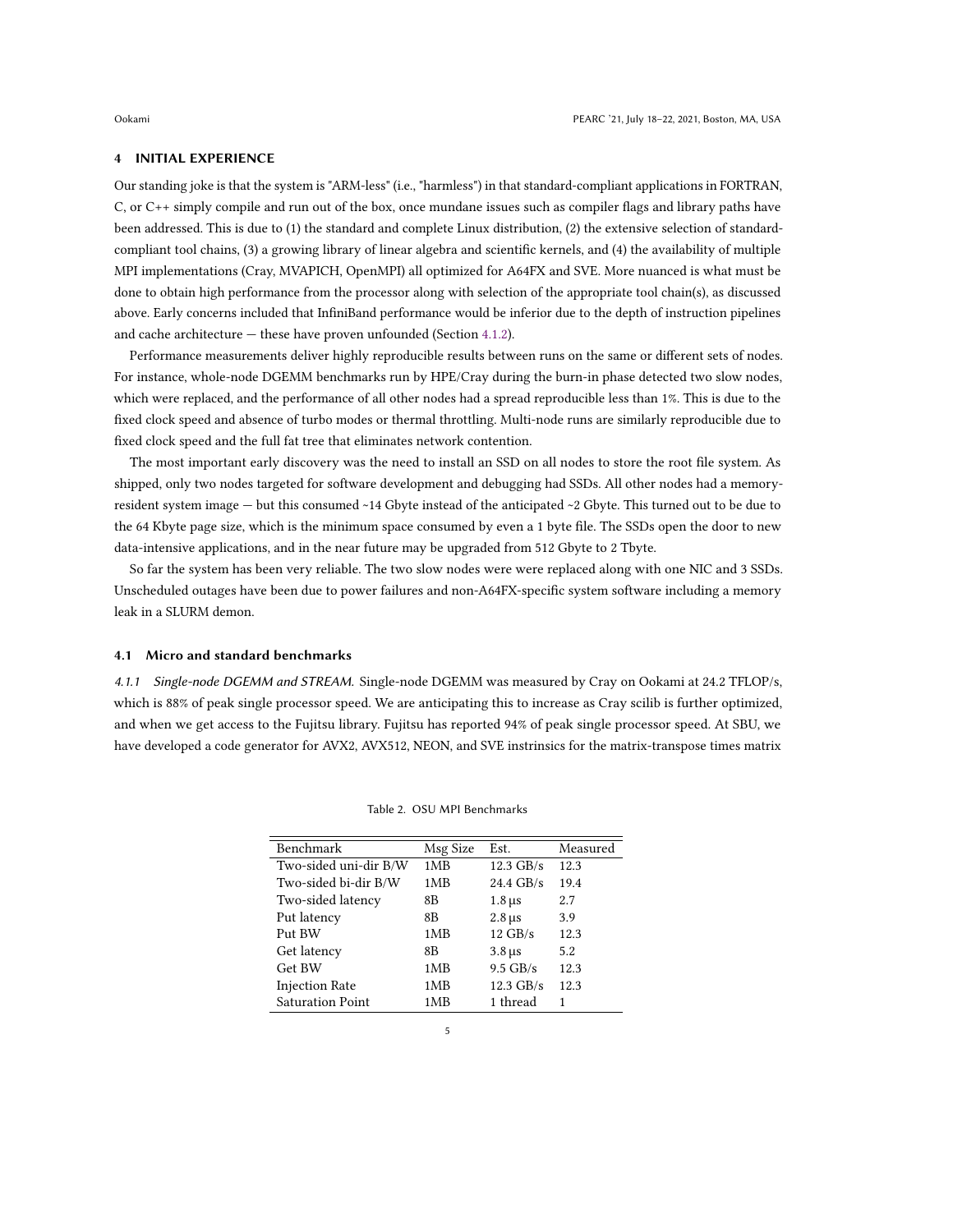## 4 INITIAL EXPERIENCE

Our standing joke is that the system is "ARM-less" (i.e., "harmless") in that standard-compliant applications in FORTRAN, C, or C++ simply compile and run out of the box, once mundane issues such as compiler flags and library paths have been addressed. This is due to (1) the standard and complete Linux distribution, (2) the extensive selection of standard-compliant tool chains, (3) a growing library of linear algebra and scientific kernels, and (4) the availability of multiple MPI implementations (Cray, MVAPICH, OpenMPI) all optimized for A64FX and SVE. More nuanced is what must be done to obtain high performance from the processor along with selection of the appropriate tool chain(s), as discussed above. Early concerns included that InfiniBand performance would be inferior due to the depth of instruction pipelines and cache architecture — these have proven unfounded (Section 4.1.2).

Performance measurements deliver highly reproducible results between runs on the same or different sets of nodes. For instance, whole-node DGEMM benchmarks run by HPE/Cray during the burn-in phase detected two slow nodes, which were replaced, and the performance of all other nodes had a spread reproducible less than 1%. This is due to the fixed clock speed and absence of turbo modes or thermal throttling. Multi-node runs are similarly reproducible due to fixed clock speed and the full fat tree that eliminates network contention.

The most important early discovery was the need to install an SSD on all nodes to store the root file system. As shipped, only two nodes targeted for software development and debugging had SSDs. All other nodes had a memory-resident system image — but this consumed ~14 Gbyte instead of the anticipated ~2 Gbyte. This turned out to be due to the 64 Kbyte page size, which is the minimum space consumed by even a 1 byte file. The SSDs open the door to new data-intensive applications, and in the near future may be upgraded from 512 Gbyte to 2 Tbyte.

So far the system has been very reliable. The two slow nodes were were replaced along with one NIC and 3 SSDs. Unscheduled outages have been due to power failures and non-A64FX-specific system software including a memory leak in a SLURM demon.

### 4.1 Micro and standard benchmarks

*4.1.1 Single-node DGEMM and STREAM.* Single-node DGEMM was measured by Cray on Ookami at 24.2 TFLOP/s, which is 88% of peak single processor speed. We are anticipating this to increase as Cray scilib is further optimized, and when we get access to the Fujitsu library. Fujitsu has reported 94% of peak single processor speed. At SBU, we have developed a code generator for AVX2, AVX512, NEON, and SVE instrinsics for the matrix-transpose times matrix

Table 2. OSU MPI Benchmarks

| Benchmark | Msg Size | Est. | Measured |
|---|---|---|---|
| Two-sided uni-dir B/W | 1MB | 12.3 GB/s | 12.3 |
| Two-sided bi-dir B/W | 1MB | 24.4 GB/s | 19.4 |
| Two-sided latency | 8B | 1.8 µs | 2.7 |
| Put latency | 8B | 2.8 µs | 3.9 |
| Put BW | 1MB | 12 GB/s | 12.3 |
| Get latency | 8B | 3.8 µs | 5.2 |
| Get BW | 1MB | 9.5 GB/s | 12.3 |
| Injection Rate | 1MB | 12.3 GB/s | 12.3 |
| Saturation Point | 1MB | 1 thread | 1 |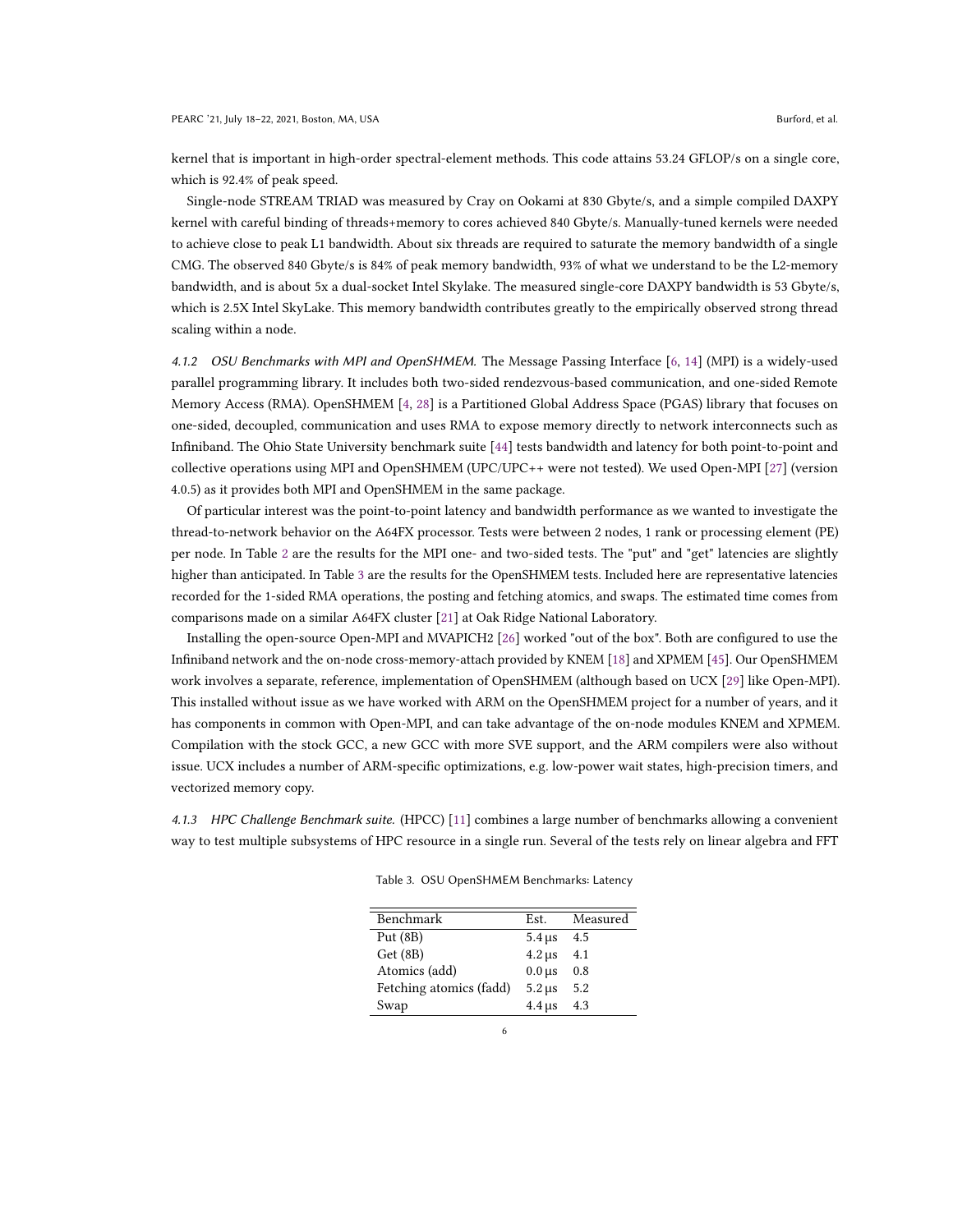kernel that is important in high-order spectral-element methods. This code attains 53.24 GFLOP/s on a single core, which is 92.4% of peak speed.

Single-node STREAM TRIAD was measured by Cray on Ookami at 830 Gbyte/s, and a simple compiled DAXPY kernel with careful binding of threads+memory to cores achieved 840 Gbyte/s. Manually-tuned kernels were needed to achieve close to peak L1 bandwidth. About six threads are required to saturate the memory bandwidth of a single CMG. The observed 840 Gbyte/s is 84% of peak memory bandwidth, 93% of what we understand to be the L2-memory bandwidth, and is about 5x a dual-socket Intel Skylake. The measured single-core DAXPY bandwidth is 53 Gbyte/s, which is 2.5X Intel SkyLake. This memory bandwidth contributes greatly to the empirically observed strong thread scaling within a node.

#### 4.1.2 OSU Benchmarks with MPI and OpenSHMEM.

The Message Passing Interface [6, 14] (MPI) is a widely-used parallel programming library. It includes both two-sided rendezvous-based communication, and one-sided Remote Memory Access (RMA). OpenSHMEM [4, 28] is a Partitioned Global Address Space (PGAS) library that focuses on one-sided, decoupled, communication and uses RMA to expose memory directly to network interconnects such as Infiniband. The Ohio State University benchmark suite [44] tests bandwidth and latency for both point-to-point and collective operations using MPI and OpenSHMEM (UPC/UPC++ were not tested). We used Open-MPI [27] (version 4.0.5) as it provides both MPI and OpenSHMEM in the same package.

Of particular interest was the point-to-point latency and bandwidth performance as we wanted to investigate the thread-to-network behavior on the A64FX processor. Tests were between 2 nodes, 1 rank or processing element (PE) per node. In Table 2 are the results for the MPI one- and two-sided tests. The "put" and "get" latencies are slightly higher than anticipated. In Table 3 are the results for the OpenSHMEM tests. Included here are representative latencies recorded for the 1-sided RMA operations, the posting and fetching atomics, and swaps. The estimated time comes from comparisons made on a similar A64FX cluster [21] at Oak Ridge National Laboratory.

Installing the open-source Open-MPI and MVAPICH2 [26] worked "out of the box". Both are configured to use the Infiniband network and the on-node cross-memory-attach provided by KNEM [18] and XPMEM [45]. Our OpenSHMEM work involves a separate, reference, implementation of OpenSHMEM (although based on UCX [29] like Open-MPI). This installed without issue as we have worked with ARM on the OpenSHMEM project for a number of years, and it has components in common with Open-MPI, and can take advantage of the on-node modules KNEM and XPMEM. Compilation with the stock GCC, a new GCC with more SVE support, and the ARM compilers were also without issue. UCX includes a number of ARM-specific optimizations, e.g. low-power wait states, high-precision timers, and vectorized memory copy.

#### 4.1.3 HPC Challenge Benchmark suite.

(HPCC) [11] combines a large number of benchmarks allowing a convenient way to test multiple subsystems of HPC resource in a single run. Several of the tests rely on linear algebra and FFT

Table 3. OSU OpenSHMEM Benchmarks: Latency

| Benchmark | Est. | Measured |
|---|---|---|
| Put (8B) | 5.4 µs | 4.5 |
| Get (8B) | 4.2 µs | 4.1 |
| Atomics (add) | 0.0 µs | 0.8 |
| Fetching atomics (fadd) | 5.2 µs | 5.2 |
| Swap | 4.4 µs | 4.3 |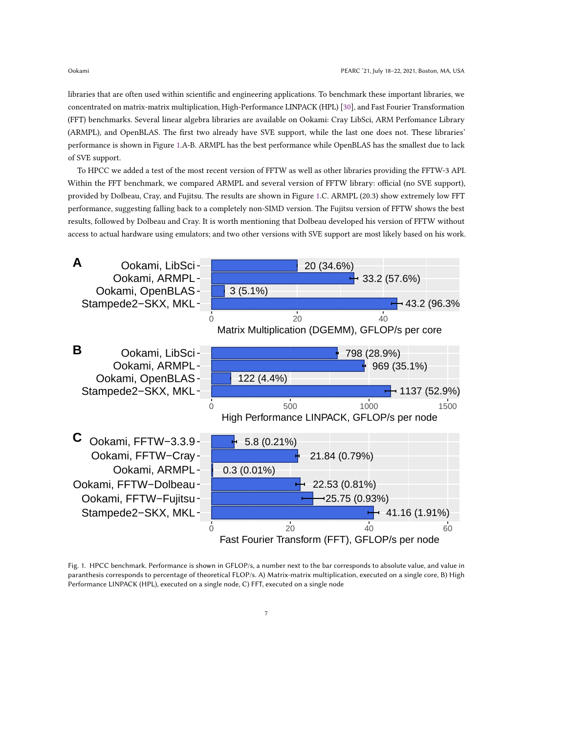libraries that are often used within scientific and engineering applications. To benchmark these important libraries, we concentrated on matrix-matrix multiplication, High-Performance LINPACK (HPL) [30], and Fast Fourier Transformation (FFT) benchmarks. Several linear algebra libraries are available on Ookami: Cray LibSci, ARM Perfomance Library (ARMPL), and OpenBLAS. The first two already have SVE support, while the last one does not. These libraries' performance is shown in Figure 1.A-B. ARMPL has the best performance while OpenBLAS has the smallest due to lack of SVE support.

To HPCC we added a test of the most recent version of FFTW as well as other libraries providing the FFTW-3 API. Within the FFT benchmark, we compared ARMPL and several version of FFTW library: official (no SVE support), provided by Dolbeau, Cray, and Fujitsu. The results are shown in Figure 1.C. ARMPL (20.3) show extremely low FFT performance, suggesting falling back to a completely non-SIMD version. The Fujitsu version of FFTW shows the best results, followed by Dolbeau and Cray. It is worth mentioning that Dolbeau developed his version of FFTW without access to actual hardware using emulators; and two other versions with SVE support are most likely based on his work.

Fig. 1. HPCC benchmark. Performance is shown in GFLOP/s, a number next to the bar corresponds to absolute value, and value in paranthesis corresponds to percentage of theoretical FLOP/s. A) Matrix-matrix multiplication, executed on a single core, B) High Performance LINPACK (HPL), executed on a single node, C) FFT, executed on a single node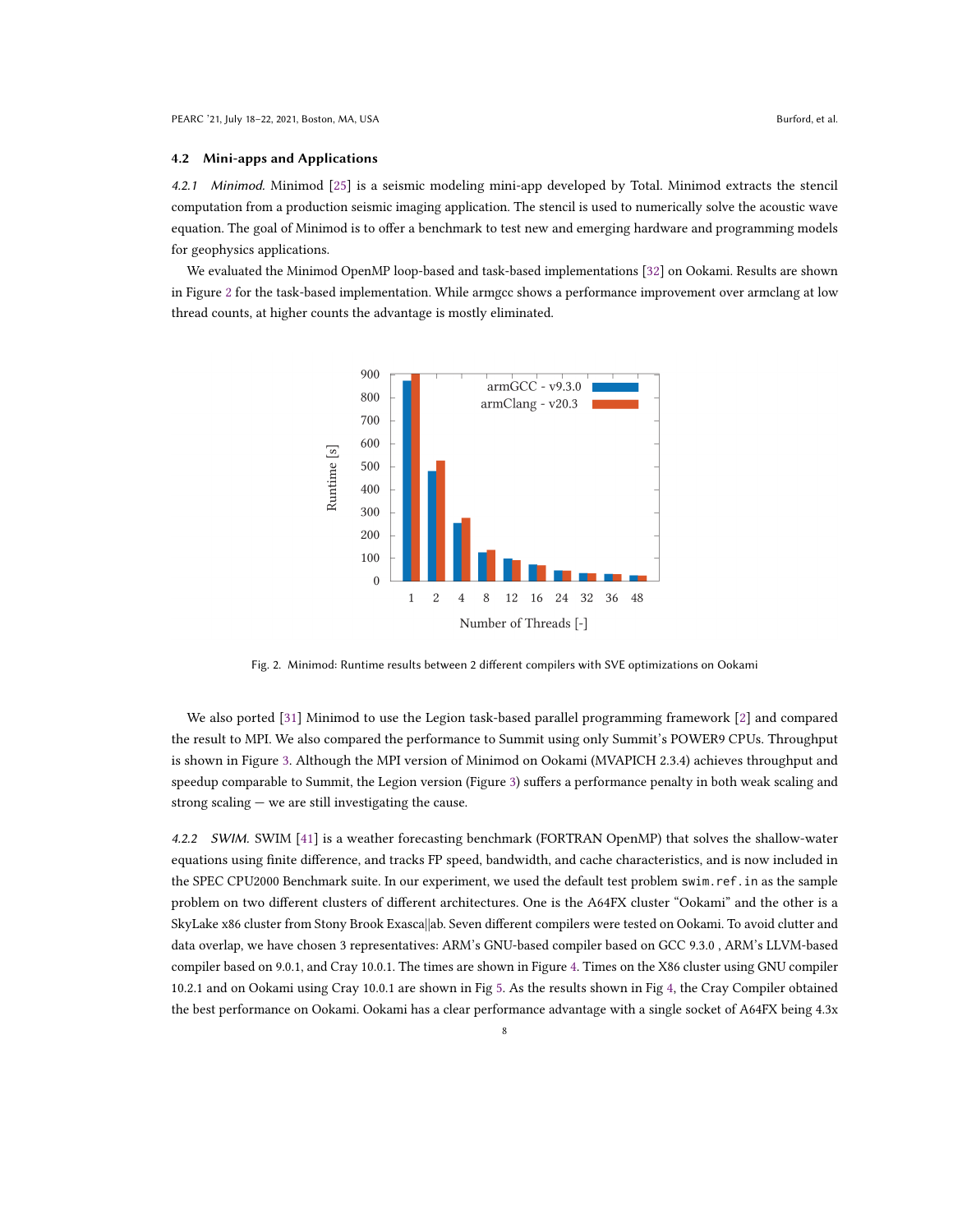### 4.2 Mini-apps and Applications

*4.2.1 Minimod.* Minimod [25] is a seismic modeling mini-app developed by Total. Minimod extracts the stencil computation from a production seismic imaging application. The stencil is used to numerically solve the acoustic wave equation. The goal of Minimod is to offer a benchmark to test new and emerging hardware and programming models for geophysics applications.

We evaluated the Minimod OpenMP loop-based and task-based implementations [32] on Ookami. Results are shown in Figure 2 for the task-based implementation. While armgcc shows a performance improvement over armclang at low thread counts, at higher counts the advantage is mostly eliminated.

Fig. 2. Minimod: Runtime results between 2 different compilers with SVE optimizations on Ookami

We also ported [31] Minimod to use the Legion task-based parallel programming framework [2] and compared the result to MPI. We also compared the performance to Summit using only Summit's POWER9 CPUs. Throughput is shown in Figure 3. Although the MPI version of Minimod on Ookami (MVAPICH 2.3.4) achieves throughput and speedup comparable to Summit, the Legion version (Figure 3) suffers a performance penalty in both weak scaling and strong scaling — we are still investigating the cause.

*4.2.2 SWIM.* SWIM [41] is a weather forecasting benchmark (FORTRAN OpenMP) that solves the shallow-water equations using finite difference, and tracks FP speed, bandwidth, and cache characteristics, and is now included in the SPEC CPU2000 Benchmark suite. In our experiment, we used the default test problem `swim.ref.in` as the sample problem on two different clusters of different architectures. One is the A64FX cluster "Ookami" and the other is a SkyLake x86 cluster from Stony Brook Exasca||ab. Seven different compilers were tested on Ookami. To avoid clutter and data overlap, we have chosen 3 representatives: ARM's GNU-based compiler based on GCC 9.3.0 , ARM's LLVM-based compiler based on 9.0.1, and Cray 10.0.1. The times are shown in Figure 4. Times on the X86 cluster using GNU compiler 10.2.1 and on Ookami using Cray 10.0.1 are shown in Fig 5. As the results shown in Fig 4, the Cray Compiler obtained the best performance on Ookami. Ookami has a clear performance advantage with a single socket of A64FX being 4.3x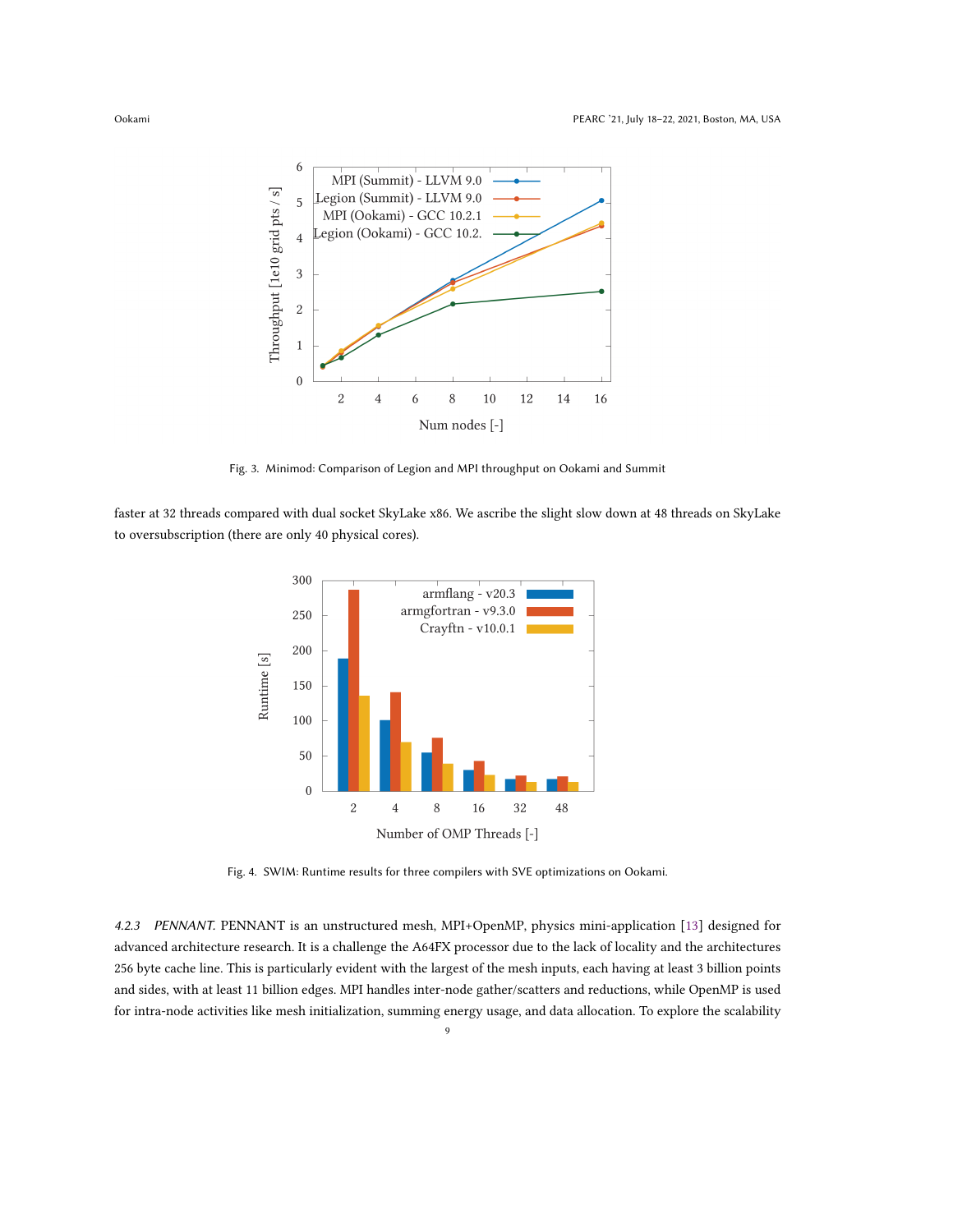Fig. 3. Minimod: Comparison of Legion and MPI throughput on Ookami and Summit

faster at 32 threads compared with dual socket SkyLake x86. We ascribe the slight slow down at 48 threads on SkyLake to oversubscription (there are only 40 physical cores).

Fig. 4. SWIM: Runtime results for three compilers with SVE optimizations on Ookami.

#### 4.2.3 *PENNANT.*

PENNANT is an unstructured mesh, MPI+OpenMP, physics mini-application [13] designed for advanced architecture research. It is a challenge the A64FX processor due to the lack of locality and the architectures 256 byte cache line. This is particularly evident with the largest of the mesh inputs, each having at least 3 billion points and sides, with at least 11 billion edges. MPI handles inter-node gather/scatters and reductions, while OpenMP is used for intra-node activities like mesh initialization, summing energy usage, and data allocation. To explore the scalability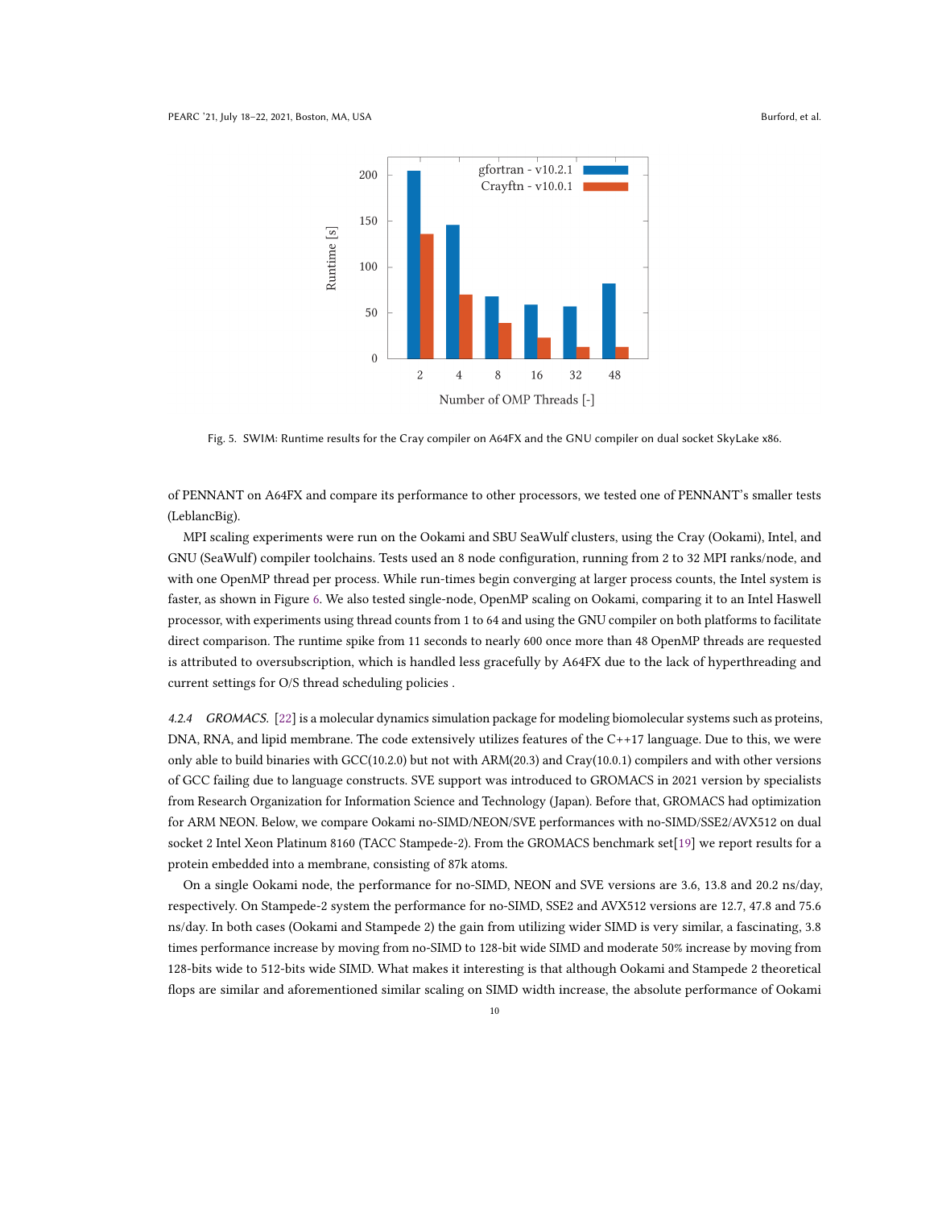Fig. 5. SWIM: Runtime results for the Cray compiler on A64FX and the GNU compiler on dual socket SkyLake x86.

of PENNANT on A64FX and compare its performance to other processors, we tested one of PENNANT's smaller tests (LeblancBig).

MPI scaling experiments were run on the Ookami and SBU SeaWulf clusters, using the Cray (Ookami), Intel, and GNU (SeaWulf) compiler toolchains. Tests used an 8 node configuration, running from 2 to 32 MPI ranks/node, and with one OpenMP thread per process. While run-times begin converging at larger process counts, the Intel system is faster, as shown in Figure 6. We also tested single-node, OpenMP scaling on Ookami, comparing it to an Intel Haswell processor, with experiments using thread counts from 1 to 64 and using the GNU compiler on both platforms to facilitate direct comparison. The runtime spike from 11 seconds to nearly 600 once more than 48 OpenMP threads are requested is attributed to oversubscription, which is handled less gracefully by A64FX due to the lack of hyperthreading and current settings for O/S thread scheduling policies .

*4.2.4 GROMACS.* [22] is a molecular dynamics simulation package for modeling biomolecular systems such as proteins, DNA, RNA, and lipid membrane. The code extensively utilizes features of the C++17 language. Due to this, we were only able to build binaries with GCC(10.2.0) but not with ARM(20.3) and Cray(10.0.1) compilers and with other versions of GCC failing due to language constructs. SVE support was introduced to GROMACS in 2021 version by specialists from Research Organization for Information Science and Technology (Japan). Before that, GROMACS had optimization for ARM NEON. Below, we compare Ookami no-SIMD/NEON/SVE performances with no-SIMD/SSE2/AVX512 on dual socket 2 Intel Xeon Platinum 8160 (TACC Stampede-2). From the GROMACS benchmark set[19] we report results for a protein embedded into a membrane, consisting of 87k atoms.

On a single Ookami node, the performance for no-SIMD, NEON and SVE versions are 3.6, 13.8 and 20.2 ns/day, respectively. On Stampede-2 system the performance for no-SIMD, SSE2 and AVX512 versions are 12.7, 47.8 and 75.6 ns/day. In both cases (Ookami and Stampede 2) the gain from utilizing wider SIMD is very similar, a fascinating, 3.8 times performance increase by moving from no-SIMD to 128-bit wide SIMD and moderate 50% increase by moving from 128-bits wide to 512-bits wide SIMD. What makes it interesting is that although Ookami and Stampede 2 theoretical flops are similar and aforementioned similar scaling on SIMD width increase, the absolute performance of Ookami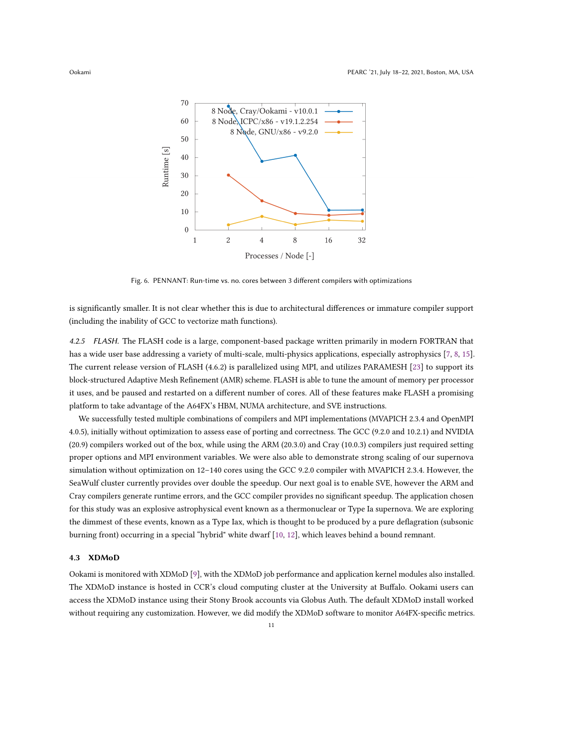Fig. 6. PENNANT: Run-time vs. no. cores between 3 different compilers with optimizations

is significantly smaller. It is not clear whether this is due to architectural differences or immature compiler support (including the inability of GCC to vectorize math functions).

*4.2.5 FLASH.* The FLASH code is a large, component-based package written primarily in modern FORTRAN that has a wide user base addressing a variety of multi-scale, multi-physics applications, especially astrophysics [7, 8, 15]. The current release version of FLASH (4.6.2) is parallelized using MPI, and utilizes PARAMESH [23] to support its block-structured Adaptive Mesh Refinement (AMR) scheme. FLASH is able to tune the amount of memory per processor it uses, and be paused and restarted on a different number of cores. All of these features make FLASH a promising platform to take advantage of the A64FX's HBM, NUMA architecture, and SVE instructions.

We successfully tested multiple combinations of compilers and MPI implementations (MVAPICH 2.3.4 and OpenMPI 4.0.5), initially without optimization to assess ease of porting and correctness. The GCC (9.2.0 and 10.2.1) and NVIDIA (20.9) compilers worked out of the box, while using the ARM (20.3.0) and Cray (10.0.3) compilers just required setting proper options and MPI environment variables. We were also able to demonstrate strong scaling of our supernova simulation without optimization on 12–140 cores using the GCC 9.2.0 compiler with MVAPICH 2.3.4. However, the SeaWulf cluster currently provides over double the speedup. Our next goal is to enable SVE, however the ARM and Cray compilers generate runtime errors, and the GCC compiler provides no significant speedup. The application chosen for this study was an explosive astrophysical event known as a thermonuclear or Type Ia supernova. We are exploring the dimmest of these events, known as a Type Iax, which is thought to be produced by a pure deflagration (subsonic burning front) occurring in a special "hybrid" white dwarf [10, 12], which leaves behind a bound remnant.

### 4.3 XDMoD

Ookami is monitored with XDMoD [9], with the XDMoD job performance and application kernel modules also installed. The XDMoD instance is hosted in CCR's cloud computing cluster at the University at Buffalo. Ookami users can access the XDMoD instance using their Stony Brook accounts via Globus Auth. The default XDMoD install worked without requiring any customization. However, we did modify the XDMoD software to monitor A64FX-specific metrics.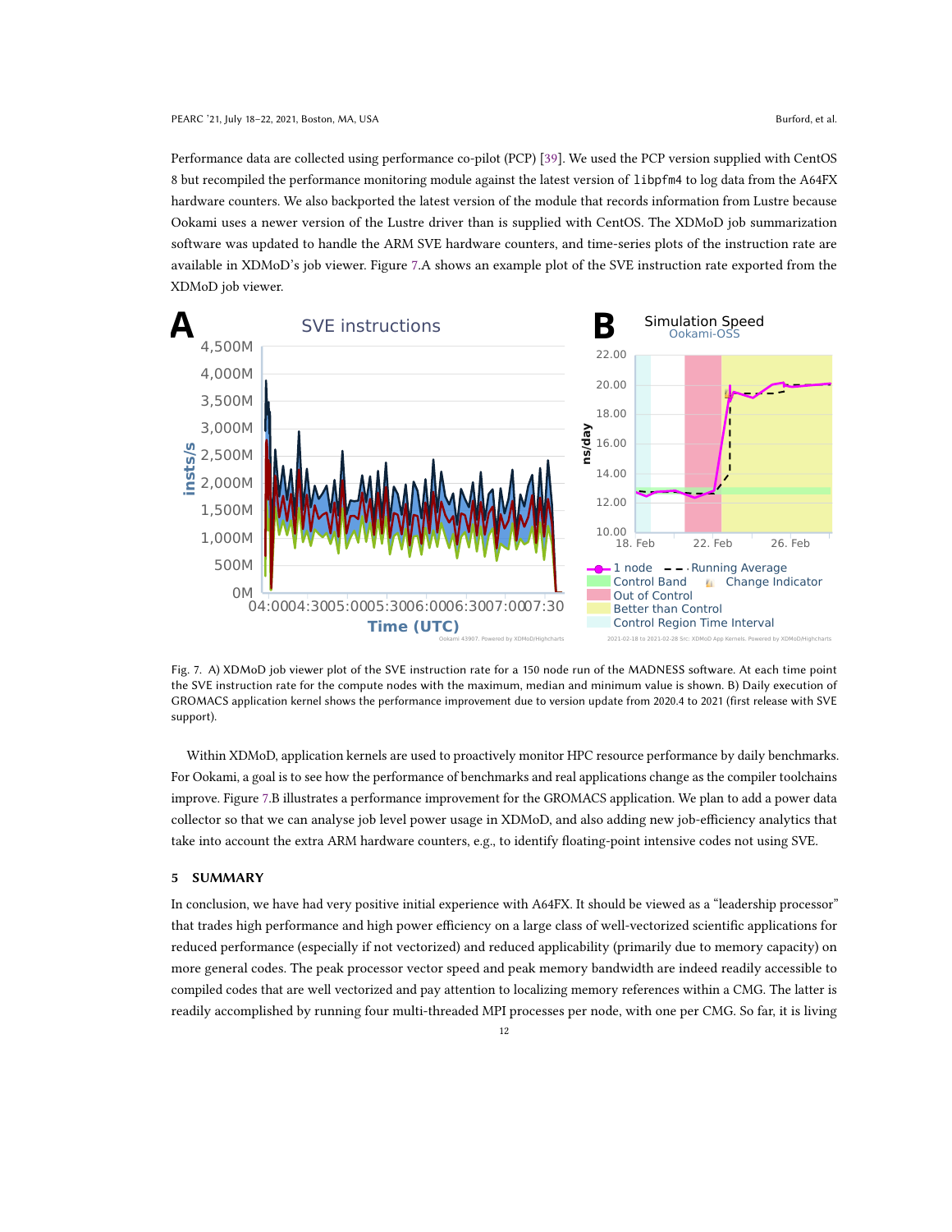Performance data are collected using performance co-pilot (PCP) [39]. We used the PCP version supplied with CentOS 8 but recompiled the performance monitoring module against the latest version of `libpfm4` to log data from the A64FX hardware counters. We also backported the latest version of the module that records information from Lustre because Ookami uses a newer version of the Lustre driver than is supplied with CentOS. The XDMoD job summarization software was updated to handle the ARM SVE hardware counters, and time-series plots of the instruction rate are available in XDMoD's job viewer. Figure 7.A shows an example plot of the SVE instruction rate exported from the XDMoD job viewer.

Fig. 7. A) XDMoD job viewer plot of the SVE instruction rate for a 150 node run of the MADNESS software. At each time point the SVE instruction rate for the compute nodes with the maximum, median and minimum value is shown. B) Daily execution of GROMACS application kernel shows the performance improvement due to version update from 2020.4 to 2021 (first release with SVE support).

Within XDMoD, application kernels are used to proactively monitor HPC resource performance by daily benchmarks. For Ookami, a goal is to see how the performance of benchmarks and real applications change as the compiler toolchains improve. Figure 7.B illustrates a performance improvement for the GROMACS application. We plan to add a power data collector so that we can analyse job level power usage in XDMoD, and also adding new job-efficiency analytics that take into account the extra ARM hardware counters, e.g., to identify floating-point intensive codes not using SVE.

## 5 SUMMARY

In conclusion, we have had very positive initial experience with A64FX. It should be viewed as a "leadership processor" that trades high performance and high power efficiency on a large class of well-vectorized scientific applications for reduced performance (especially if not vectorized) and reduced applicability (primarily due to memory capacity) on more general codes. The peak processor vector speed and peak memory bandwidth are indeed readily accessible to compiled codes that are well vectorized and pay attention to localizing memory references within a CMG. The latter is readily accomplished by running four multi-threaded MPI processes per node, with one per CMG. So far, it is living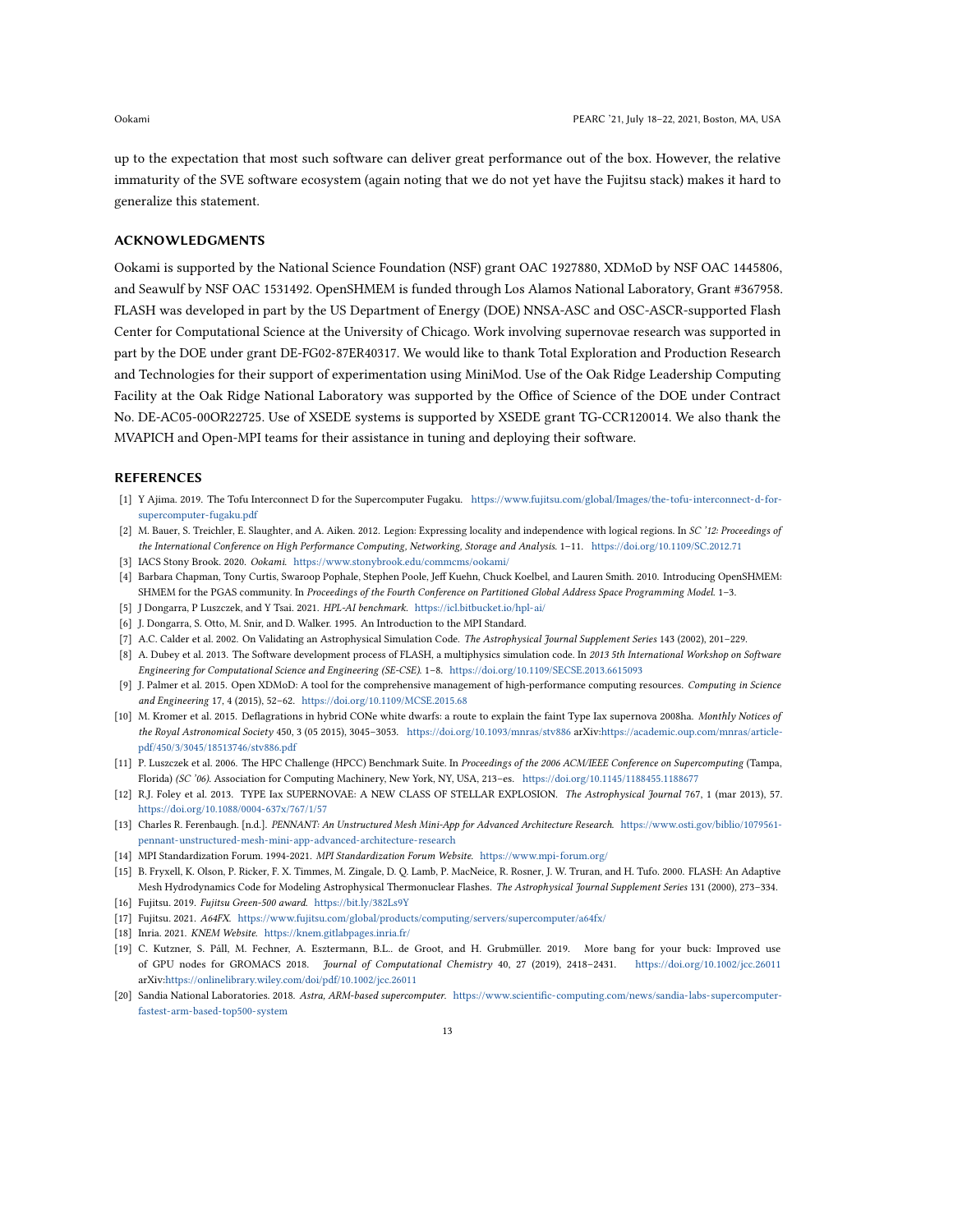up to the expectation that most such software can deliver great performance out of the box. However, the relative immaturity of the SVE software ecosystem (again noting that we do not yet have the Fujitsu stack) makes it hard to generalize this statement.

## ACKNOWLEDGMENTS

Ookami is supported by the National Science Foundation (NSF) grant OAC 1927880, XDMoD by NSF OAC 1445806, and Seawulf by NSF OAC 1531492. OpenSHMEM is funded through Los Alamos National Laboratory, Grant #367958. FLASH was developed in part by the US Department of Energy (DOE) NNSA-ASC and OSC-ASCR-supported Flash Center for Computational Science at the University of Chicago. Work involving supernovae research was supported in part by the DOE under grant DE-FG02-87ER40317. We would like to thank Total Exploration and Production Research and Technologies for their support of experimentation using MiniMod. Use of the Oak Ridge Leadership Computing Facility at the Oak Ridge National Laboratory was supported by the Office of Science of the DOE under Contract No. DE-AC05-00OR22725. Use of XSEDE systems is supported by XSEDE grant TG-CCR120014. We also thank the MVAPICH and Open-MPI teams for their assistance in tuning and deploying their software.

## REFERENCES

- [1] Y Ajima. 2019. The Tofu Interconnect D for the Supercomputer Fugaku. https://www.fujitsu.com/global/Images/the-tofu-interconnect-d-for-supercomputer-fugaku.pdf
- [2] M. Bauer, S. Treichler, E. Slaughter, and A. Aiken. 2012. Legion: Expressing locality and independence with logical regions. In *SC '12: Proceedings of the International Conference on High Performance Computing, Networking, Storage and Analysis*. 1–11. https://doi.org/10.1109/SC.2012.71
- [3] IACS Stony Brook. 2020. *Ookami*. https://www.stonybrook.edu/commcms/ookami/
- [4] Barbara Chapman, Tony Curtis, Swaroop Pophale, Stephen Poole, Jeff Kuehn, Chuck Koelbel, and Lauren Smith. 2010. Introducing OpenSHMEM: SHMEM for the PGAS community. In *Proceedings of the Fourth Conference on Partitioned Global Address Space Programming Model*. 1–3.
- [5] J Dongarra, P Luszczek, and Y Tsai. 2021. *HPL-AI benchmark*. https://icl.bitbucket.io/hpl-ai/
- [6] J. Dongarra, S. Otto, M. Snir, and D. Walker. 1995. An Introduction to the MPI Standard.
- [7] A.C. Calder et al. 2002. On Validating an Astrophysical Simulation Code. *The Astrophysical Journal Supplement Series* 143 (2002), 201–229.
- [8] A. Dubey et al. 2013. The Software development process of FLASH, a multiphysics simulation code. In *2013 5th International Workshop on Software Engineering for Computational Science and Engineering (SE-CSE)*. 1–8. https://doi.org/10.1109/SECSE.2013.6615093
- [9] J. Palmer et al. 2015. Open XDMoD: A tool for the comprehensive management of high-performance computing resources. *Computing in Science and Engineering* 17, 4 (2015), 52–62. https://doi.org/10.1109/MCSE.2015.68
- [10] M. Kromer et al. 2015. Deflagrations in hybrid CONe white dwarfs: a route to explain the faint Type Iax supernova 2008ha. *Monthly Notices of the Royal Astronomical Society* 450, 3 (05 2015), 3045–3053. https://doi.org/10.1093/mnras/stv886 arXiv:https://academic.oup.com/mnras/article-pdf/450/3/3045/18513746/stv886.pdf
- [11] P. Luszczek et al. 2006. The HPC Challenge (HPCC) Benchmark Suite. In *Proceedings of the 2006 ACM/IEEE Conference on Supercomputing* (Tampa, Florida) *(SC '06)*. Association for Computing Machinery, New York, NY, USA, 213–es. https://doi.org/10.1145/1188455.1188677
- [12] R.J. Foley et al. 2013. TYPE Iax SUPERNOVAE: A NEW CLASS OF STELLAR EXPLOSION. *The Astrophysical Journal* 767, 1 (mar 2013), 57. https://doi.org/10.1088/0004-637x/767/1/57
- [13] Charles R. Ferenbaugh. [n.d.]. *PENNANT: An Unstructured Mesh Mini-App for Advanced Architecture Research*. https://www.osti.gov/biblio/1079561-pennant-unstructured-mesh-mini-app-advanced-architecture-research
- [14] MPI Standardization Forum. 1994-2021. *MPI Standardization Forum Website*. https://www.mpi-forum.org/
- [15] B. Fryxell, K. Olson, P. Ricker, F. X. Timmes, M. Zingale, D. Q. Lamb, P. MacNeice, R. Rosner, J. W. Truran, and H. Tufo. 2000. FLASH: An Adaptive Mesh Hydrodynamics Code for Modeling Astrophysical Thermonuclear Flashes. *The Astrophysical Journal Supplement Series* 131 (2000), 273–334.
- [16] Fujitsu. 2019. *Fujitsu Green-500 award*. https://bit.ly/382Ls9Y
- [17] Fujitsu. 2021. *A64FX*. https://www.fujitsu.com/global/products/computing/servers/supercomputer/a64fx/
- [18] Inria. 2021. *KNEM Website*. https://knem.gitlabpages.inria.fr/
- [19] C. Kutzner, S. Páll, M. Fechner, A. Esztermann, B.L.. de Groot, and H. Grubmüller. 2019. More bang for your buck: Improved use of GPU nodes for GROMACS 2018. *Journal of Computational Chemistry* 40, 27 (2019), 2418–2431. https://doi.org/10.1002/jcc.26011 arXiv:https://onlinelibrary.wiley.com/doi/pdf/10.1002/jcc.26011
- [20] Sandia National Laboratories. 2018. *Astra, ARM-based supercomputer*. https://www.scientific-computing.com/news/sandia-labs-supercomputer-fastest-arm-based-top500-system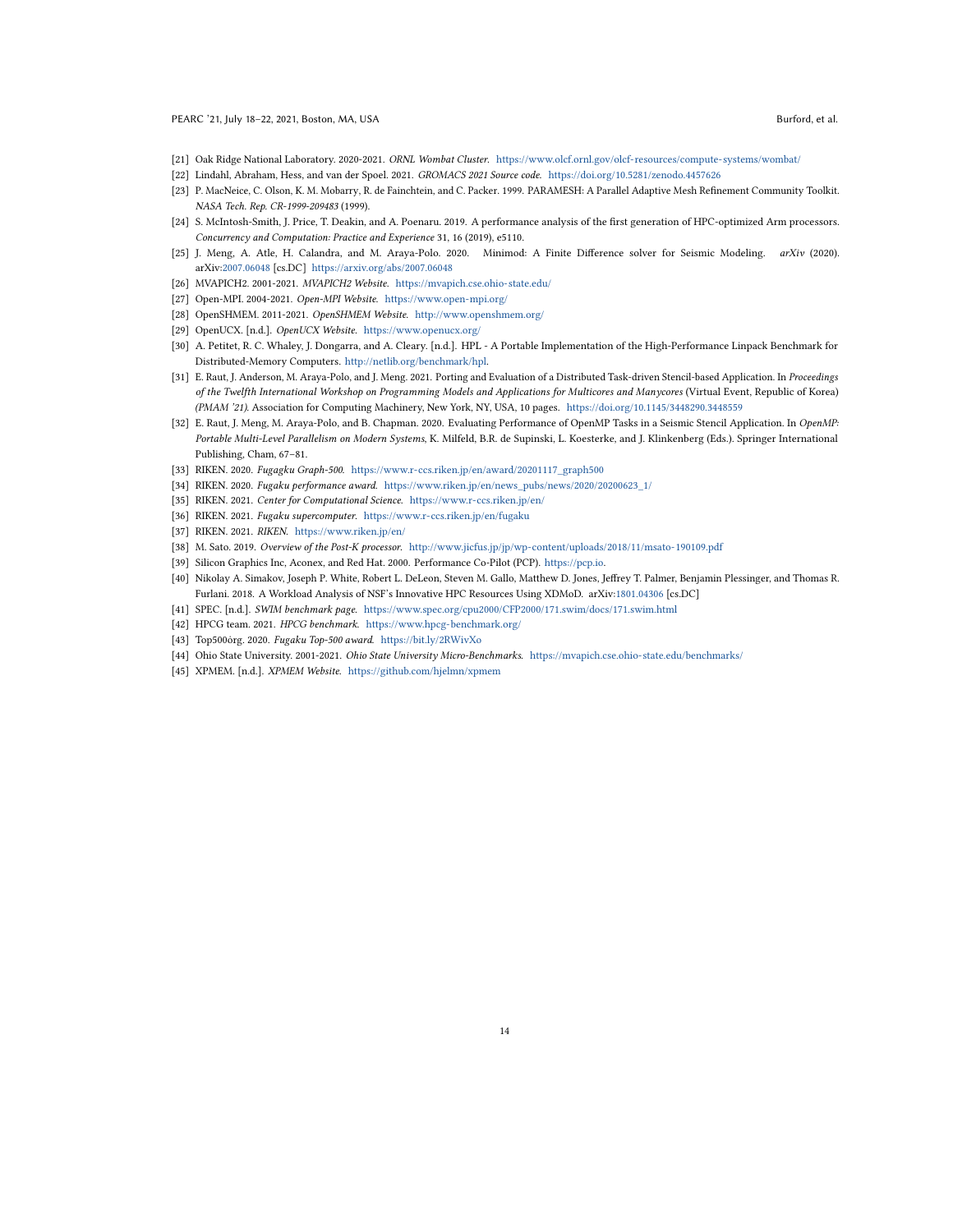[21] Oak Ridge National Laboratory. 2020-2021. *ORNL Wombat Cluster.* https://www.olcf.ornl.gov/olcf-resources/compute-systems/wombat/

[22] Lindahl, Abraham, Hess, and van der Spoel. 2021. *GROMACS 2021 Source code.* https://doi.org/10.5281/zenodo.4457626

[23] P. MacNeice, C. Olson, K. M. Mobarry, R. de Fainchtein, and C. Packer. 1999. PARAMESH: A Parallel Adaptive Mesh Refinement Community Toolkit. *NASA Tech. Rep. CR-1999-209483* (1999).

[24] S. McIntosh-Smith, J. Price, T. Deakin, and A. Poenaru. 2019. A performance analysis of the first generation of HPC-optimized Arm processors. *Concurrency and Computation: Practice and Experience* 31, 16 (2019), e5110.

[25] J. Meng, A. Atle, H. Calandra, and M. Araya-Polo. 2020. Minimod: A Finite Difference solver for Seismic Modeling. *arXiv* (2020). arXiv:2007.06048 [cs.DC] https://arxiv.org/abs/2007.06048

[26] MVAPICH2. 2001-2021. *MVAPICH2 Website.* https://mvapich.cse.ohio-state.edu/

[27] Open-MPI. 2004-2021. *Open-MPI Website.* https://www.open-mpi.org/

[28] OpenSHMEM. 2011-2021. *OpenSHMEM Website.* http://www.openshmem.org/

[29] OpenUCX. [n.d.]. *OpenUCX Website.* https://www.openucx.org/

[30] A. Petitet, R. C. Whaley, J. Dongarra, and A. Cleary. [n.d.]. HPL - A Portable Implementation of the High-Performance Linpack Benchmark for Distributed-Memory Computers. http://netlib.org/benchmark/hpl.

[31] E. Raut, J. Anderson, M. Araya-Polo, and J. Meng. 2021. Porting and Evaluation of a Distributed Task-driven Stencil-based Application. In *Proceedings of the Twelfth International Workshop on Programming Models and Applications for Multicores and Manycores* (Virtual Event, Republic of Korea) *(PMAM '21)*. Association for Computing Machinery, New York, NY, USA, 10 pages. https://doi.org/10.1145/3448290.3448559

[32] E. Raut, J. Meng, M. Araya-Polo, and B. Chapman. 2020. Evaluating Performance of OpenMP Tasks in a Seismic Stencil Application. In *OpenMP: Portable Multi-Level Parallelism on Modern Systems*, K. Milfeld, B.R. de Supinski, L. Koesterke, and J. Klinkenberg (Eds.). Springer International Publishing, Cham, 67–81.

[33] RIKEN. 2020. *Fugagku Graph-500.* https://www.r-ccs.riken.jp/en/award/20201117_graph500

[34] RIKEN. 2020. *Fugaku performance award.* https://www.riken.jp/en/news_pubs/news/2020/20200623_1/

[35] RIKEN. 2021. *Center for Computational Science.* https://www.r-ccs.riken.jp/en/

[36] RIKEN. 2021. *Fugaku supercomputer.* https://www.r-ccs.riken.jp/en/fugaku

[37] RIKEN. 2021. *RIKEN.* https://www.riken.jp/en/

[38] M. Sato. 2019. *Overview of the Post-K processor.* http://www.jicfus.jp/jp/wp-content/uploads/2018/11/msato-190109.pdf

[39] Silicon Graphics Inc, Aconex, and Red Hat. 2000. Performance Co-Pilot (PCP). https://pcp.io.

[40] Nikolay A. Simakov, Joseph P. White, Robert L. DeLeon, Steven M. Gallo, Matthew D. Jones, Jeffrey T. Palmer, Benjamin Plessinger, and Thomas R. Furlani. 2018. A Workload Analysis of NSF's Innovative HPC Resources Using XDMoD. arXiv:1801.04306 [cs.DC]

[41] SPEC. [n.d.]. *SWIM benchmark page.* https://www.spec.org/cpu2000/CFP2000/171.swim/docs/171.swim.html

[42] HPCG team. 2021. *HPCG benchmark.* https://www.hpcg-benchmark.org/

[43] Top500òrg. 2020. *Fugaku Top-500 award.* https://bit.ly/2RWivXo

[44] Ohio State University. 2001-2021. *Ohio State University Micro-Benchmarks.* https://mvapich.cse.ohio-state.edu/benchmarks/

[45] XPMEM. [n.d.]. *XPMEM Website.* https://github.com/hjelmn/xpmem